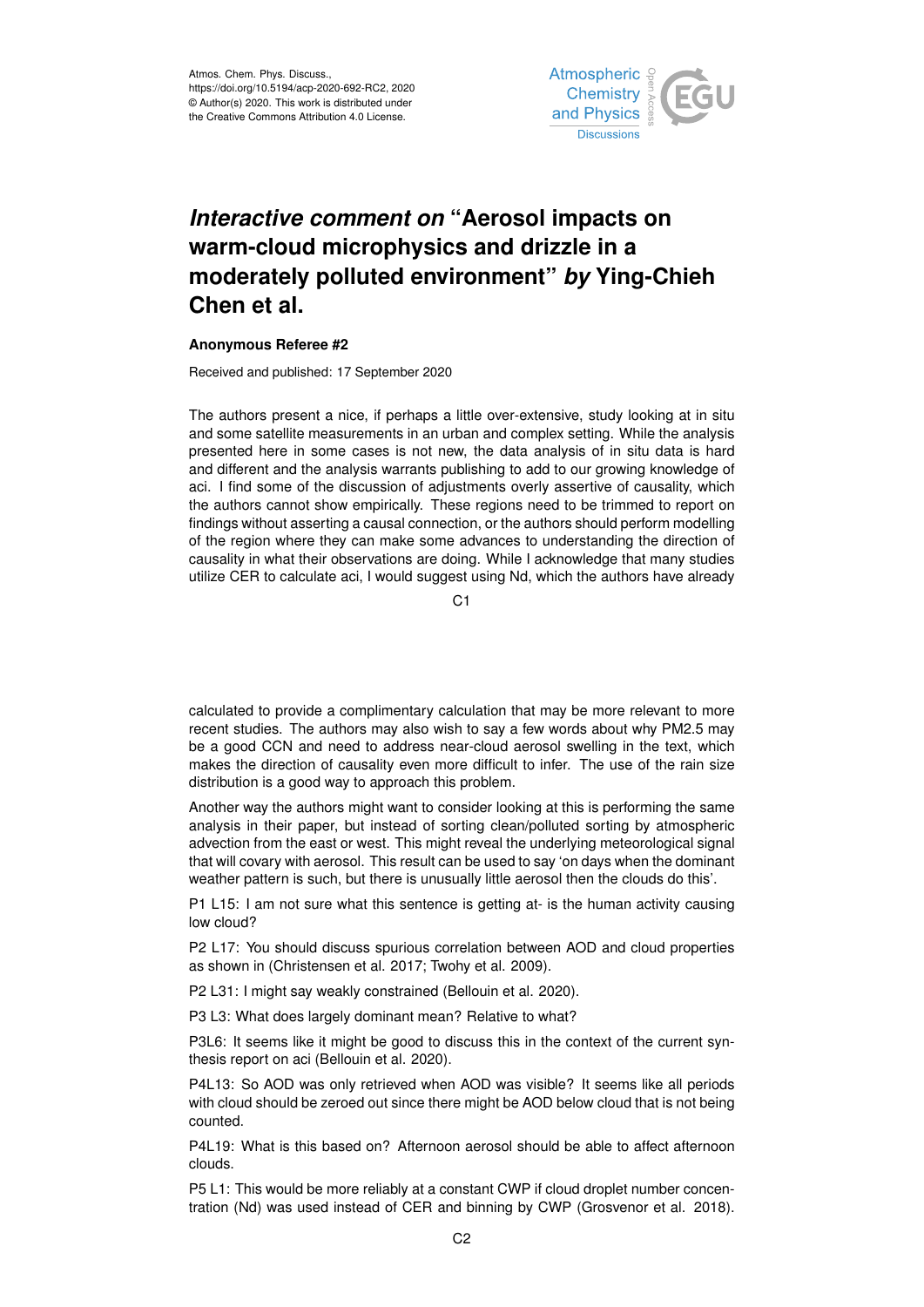Atmos. Chem. Phys. Discuss.,
https://doi.org/10.5194/acp-2020-692-RC2, 2020
© Author(s) 2020. This work is distributed under
the Creative Commons Attribution 4.0 License.

# *Interactive comment on* "Aerosol impacts on warm-cloud microphysics and drizzle in a moderately polluted environment" *by* Ying-Chieh Chen et al.

### Anonymous Referee #2

Received and published: 17 September 2020

The authors present a nice, if perhaps a little over-extensive, study looking at in situ and some satellite measurements in an urban and complex setting. While the analysis presented here in some cases is not new, the data analysis of in situ data is hard and different and the analysis warrants publishing to add to our growing knowledge of aci. I find some of the discussion of adjustments overly assertive of causality, which the authors cannot show empirically. These regions need to be trimmed to report on findings without asserting a causal connection, or the authors should perform modelling of the region where they can make some advances to understanding the direction of causality in what their observations are doing. While I acknowledge that many studies utilize CER to calculate aci, I would suggest using Nd, which the authors have already calculated to provide a complimentary calculation that may be more relevant to more recent studies. The authors may also wish to say a few words about why PM2.5 may be a good CCN and need to address near-cloud aerosol swelling in the text, which makes the direction of causality even more difficult to infer. The use of the rain size distribution is a good way to approach this problem.

Another way the authors might want to consider looking at this is performing the same analysis in their paper, but instead of sorting clean/polluted sorting by atmospheric advection from the east or west. This might reveal the underlying meteorological signal that will covary with aerosol. This result can be used to say 'on days when the dominant weather pattern is such, but there is unusually little aerosol then the clouds do this'.

P1 L15: I am not sure what this sentence is getting at- is the human activity causing low cloud?

P2 L17: You should discuss spurious correlation between AOD and cloud properties as shown in (Christensen et al. 2017; Twohy et al. 2009).

P2 L31: I might say weakly constrained (Bellouin et al. 2020).

P3 L3: What does largely dominant mean? Relative to what?

P3L6: It seems like it might be good to discuss this in the context of the current synthesis report on aci (Bellouin et al. 2020).

P4L13: So AOD was only retrieved when AOD was visible? It seems like all periods with cloud should be zeroed out since there might be AOD below cloud that is not being counted.

P4L19: What is this based on? Afternoon aerosol should be able to affect afternoon clouds.

P5 L1: This would be more reliably at a constant CWP if cloud droplet number concentration (Nd) was used instead of CER and binning by CWP (Grosvenor et al. 2018).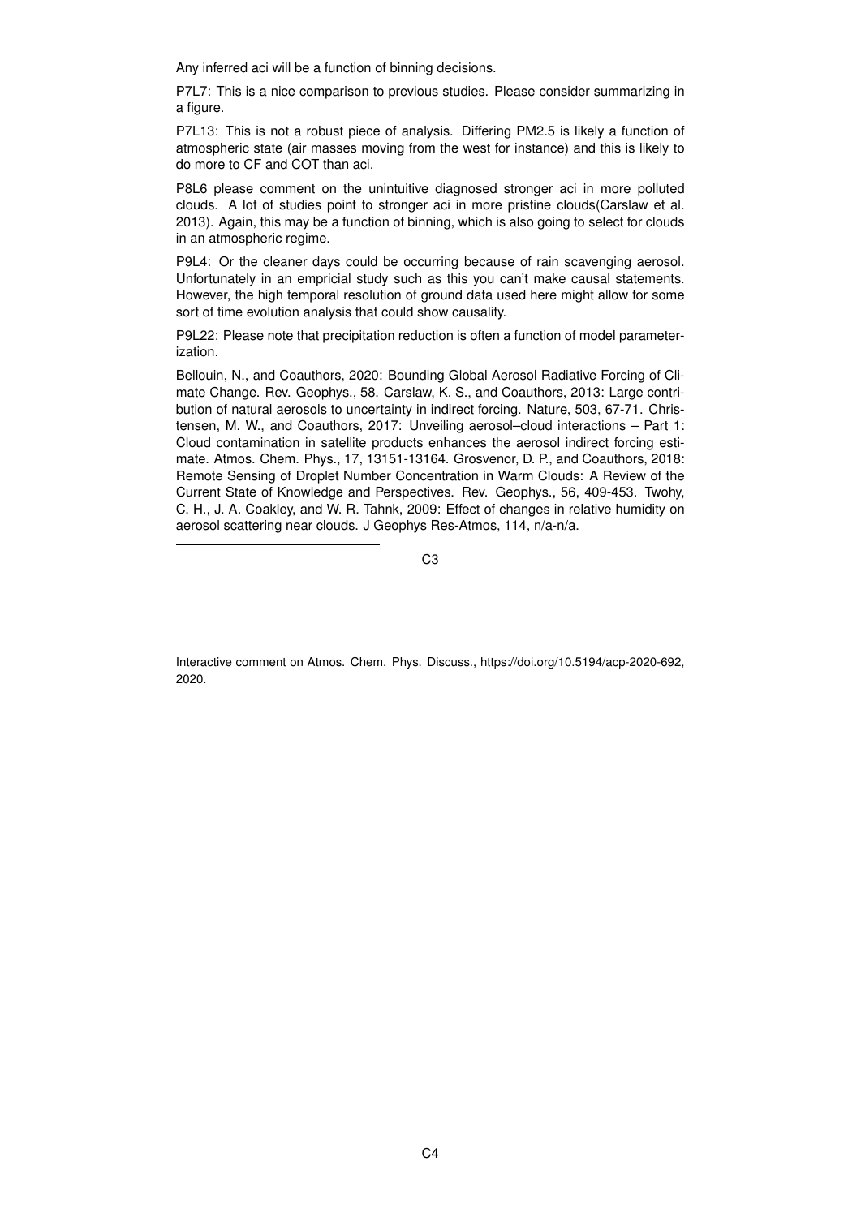Any inferred aci will be a function of binning decisions.

P7L7: This is a nice comparison to previous studies. Please consider summarizing in a figure.

P7L13: This is not a robust piece of analysis. Differing PM2.5 is likely a function of atmospheric state (air masses moving from the west for instance) and this is likely to do more to CF and COT than aci.

P8L6 please comment on the unintuitive diagnosed stronger aci in more polluted clouds. A lot of studies point to stronger aci in more pristine clouds(Carslaw et al. 2013). Again, this may be a function of binning, which is also going to select for clouds in an atmospheric regime.

P9L4: Or the cleaner days could be occurring because of rain scavenging aerosol. Unfortunately in an empricial study such as this you can't make causal statements. However, the high temporal resolution of ground data used here might allow for some sort of time evolution analysis that could show causality.

P9L22: Please note that precipitation reduction is often a function of model parameterization.

Bellouin, N., and Coauthors, 2020: Bounding Global Aerosol Radiative Forcing of Climate Change. Rev. Geophys., 58. Carslaw, K. S., and Coauthors, 2013: Large contribution of natural aerosols to uncertainty in indirect forcing. Nature, 503, 67-71. Christensen, M. W., and Coauthors, 2017: Unveiling aerosol–cloud interactions – Part 1: Cloud contamination in satellite products enhances the aerosol indirect forcing estimate. Atmos. Chem. Phys., 17, 13151-13164. Grosvenor, D. P., and Coauthors, 2018: Remote Sensing of Droplet Number Concentration in Warm Clouds: A Review of the Current State of Knowledge and Perspectives. Rev. Geophys., 56, 409-453. Twohy, C. H., J. A. Coakley, and W. R. Tahnk, 2009: Effect of changes in relative humidity on aerosol scattering near clouds. J Geophys Res-Atmos, 114, n/a-n/a.

---

Interactive comment on Atmos. Chem. Phys. Discuss., https://doi.org/10.5194/acp-2020-692, 2020.